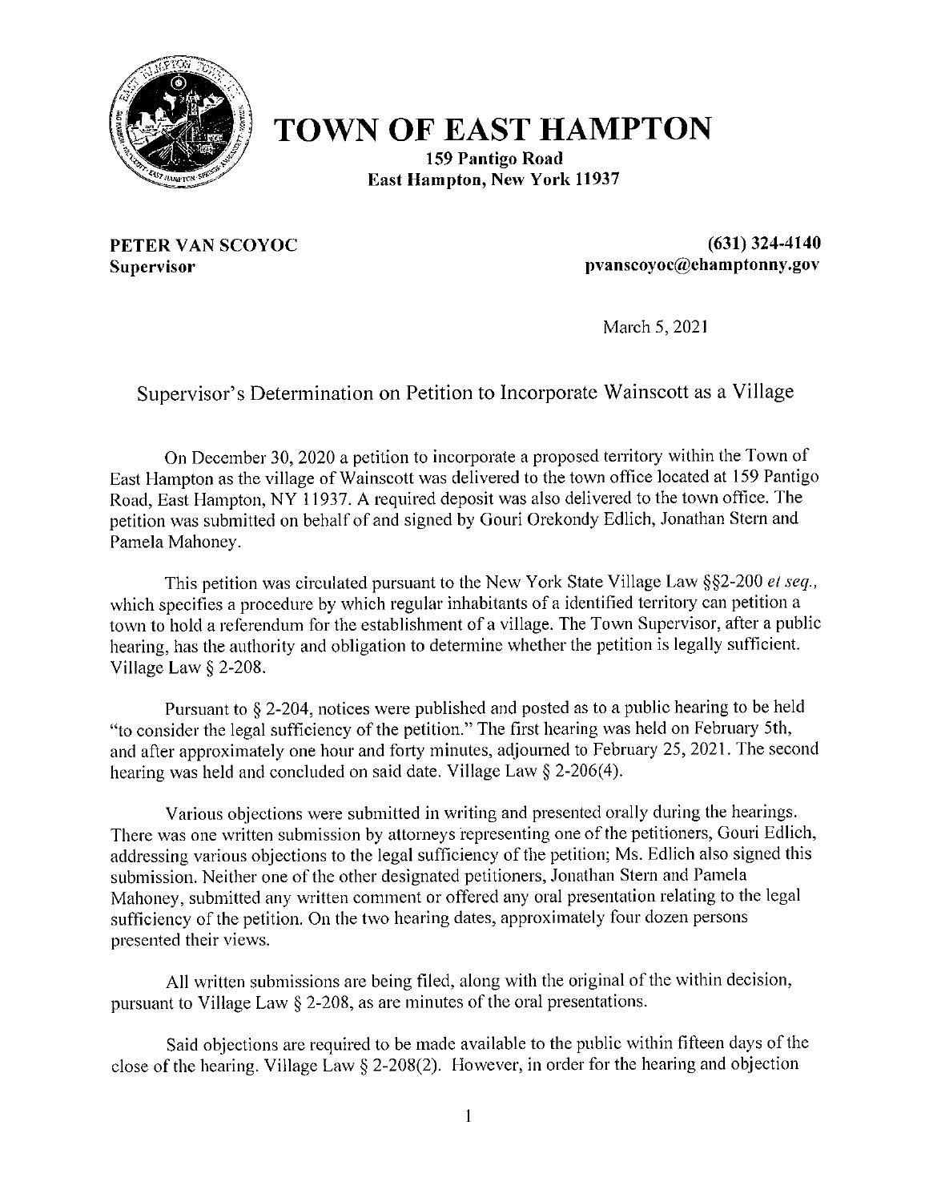# TOWN OF EAST HAMPTON

**159 Pantigo Road**
**East Hampton, New York 11937**

**PETER VAN SCOYOC**
**Supervisor**

**(631) 324-4140**
**pvanscoyoc@ehamptonny.gov**

March 5, 2021

## Supervisor's Determination on Petition to Incorporate Wainscott as a Village

On December 30, 2020 a petition to incorporate a proposed territory within the Town of East Hampton as the village of Wainscott was delivered to the town office located at 159 Pantigo Road, East Hampton, NY 11937. A required deposit was also delivered to the town office. The petition was submitted on behalf of and signed by Gouri Orekondy Edlich, Jonathan Stern and Pamela Mahoney.

This petition was circulated pursuant to the New York State Village Law §§2-200 *et seq.*, which specifies a procedure by which regular inhabitants of a identified territory can petition a town to hold a referendum for the establishment of a village. The Town Supervisor, after a public hearing, has the authority and obligation to determine whether the petition is legally sufficient. Village Law § 2-208.

Pursuant to § 2-204, notices were published and posted as to a public hearing to be held "to consider the legal sufficiency of the petition." The first hearing was held on February 5th, and after approximately one hour and forty minutes, adjourned to February 25, 2021. The second hearing was held and concluded on said date. Village Law § 2-206(4).

Various objections were submitted in writing and presented orally during the hearings. There was one written submission by attorneys representing one of the petitioners, Gouri Edlich, addressing various objections to the legal sufficiency of the petition; Ms. Edlich also signed this submission. Neither one of the other designated petitioners, Jonathan Stern and Pamela Mahoney, submitted any written comment or offered any oral presentation relating to the legal sufficiency of the petition. On the two hearing dates, approximately four dozen persons presented their views.

All written submissions are being filed, along with the original of the within decision, pursuant to Village Law § 2-208, as are minutes of the oral presentations.

Said objections are required to be made available to the public within fifteen days of the close of the hearing. Village Law § 2-208(2). However, in order for the hearing and objection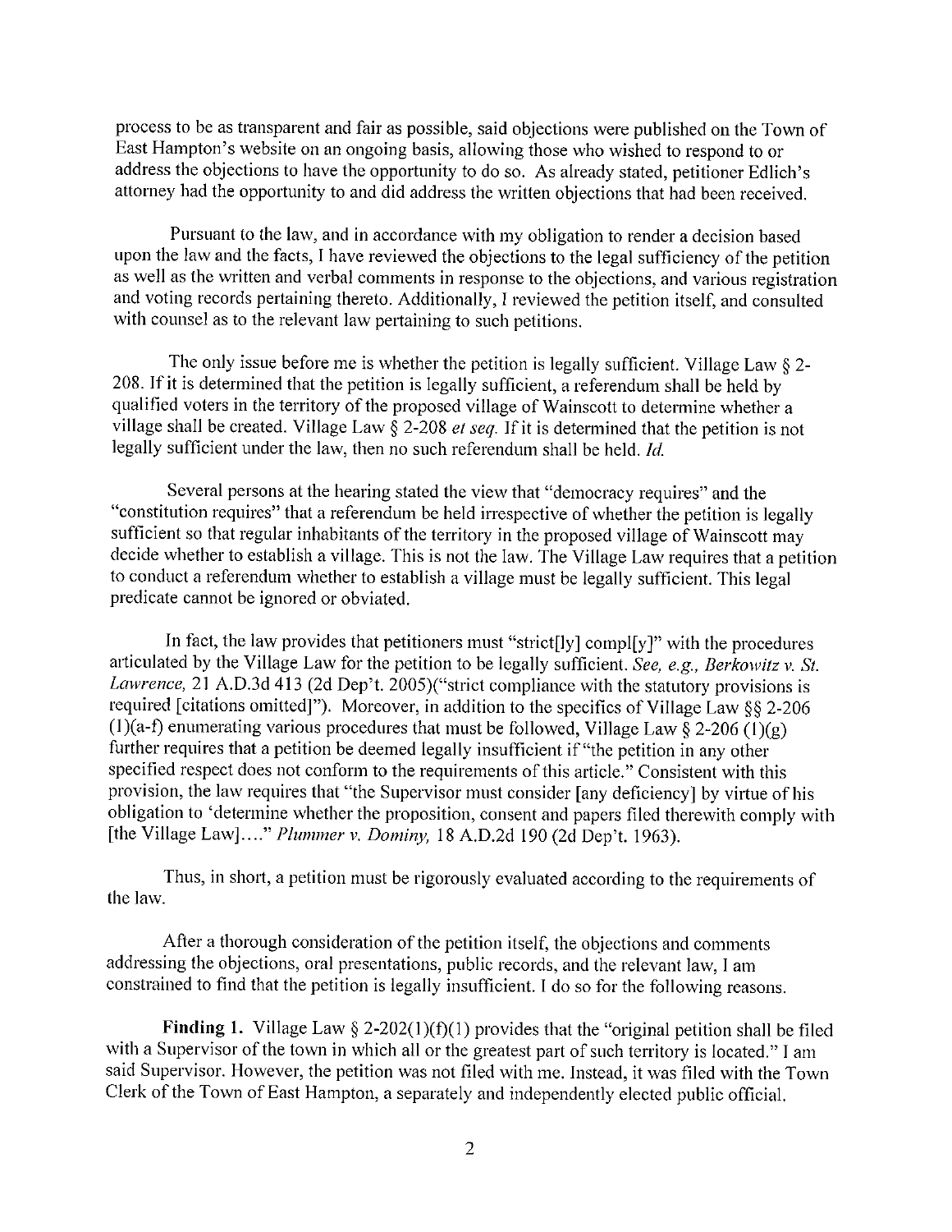process to be as transparent and fair as possible, said objections were published on the Town of East Hampton's website on an ongoing basis, allowing those who wished to respond to or address the objections to have the opportunity to do so. As already stated, petitioner Edlich's attorney had the opportunity to and did address the written objections that had been received.

Pursuant to the law, and in accordance with my obligation to render a decision based upon the law and the facts, I have reviewed the objections to the legal sufficiency of the petition as well as the written and verbal comments in response to the objections, and various registration and voting records pertaining thereto. Additionally, I reviewed the petition itself, and consulted with counsel as to the relevant law pertaining to such petitions.

The only issue before me is whether the petition is legally sufficient. Village Law § 2-208. If it is determined that the petition is legally sufficient, a referendum shall be held by qualified voters in the territory of the proposed village of Wainscott to determine whether a village shall be created. Village Law § 2-208 *et seq.* If it is determined that the petition is not legally sufficient under the law, then no such referendum shall be held. *Id.*

Several persons at the hearing stated the view that "democracy requires" and the "constitution requires" that a referendum be held irrespective of whether the petition is legally sufficient so that regular inhabitants of the territory in the proposed village of Wainscott may decide whether to establish a village. This is not the law. The Village Law requires that a petition to conduct a referendum whether to establish a village must be legally sufficient. This legal predicate cannot be ignored or obviated.

In fact, the law provides that petitioners must "strict[ly] compl[y]" with the procedures articulated by the Village Law for the petition to be legally sufficient. *See, e.g., Berkowitz v. St. Lawrence,* 21 A.D.3d 413 (2d Dep't. 2005)("strict compliance with the statutory provisions is required [citations omitted]"). Moreover, in addition to the specifics of Village Law §§ 2-206 (1)(a-f) enumerating various procedures that must be followed, Village Law § 2-206 (1)(g) further requires that a petition be deemed legally insufficient if "the petition in any other specified respect does not conform to the requirements of this article." Consistent with this provision, the law requires that "the Supervisor must consider [any deficiency] by virtue of his obligation to 'determine whether the proposition, consent and papers filed therewith comply with [the Village Law]...." *Plummer v. Dominy,* 18 A.D.2d 190 (2d Dep't. 1963).

Thus, in short, a petition must be rigorously evaluated according to the requirements of the law.

After a thorough consideration of the petition itself, the objections and comments addressing the objections, oral presentations, public records, and the relevant law, I am constrained to find that the petition is legally insufficient. I do so for the following reasons.

**Finding 1.** Village Law § 2-202(1)(f)(1) provides that the "original petition shall be filed with a Supervisor of the town in which all or the greatest part of such territory is located." I am said Supervisor. However, the petition was not filed with me. Instead, it was filed with the Town Clerk of the Town of East Hampton, a separately and independently elected public official.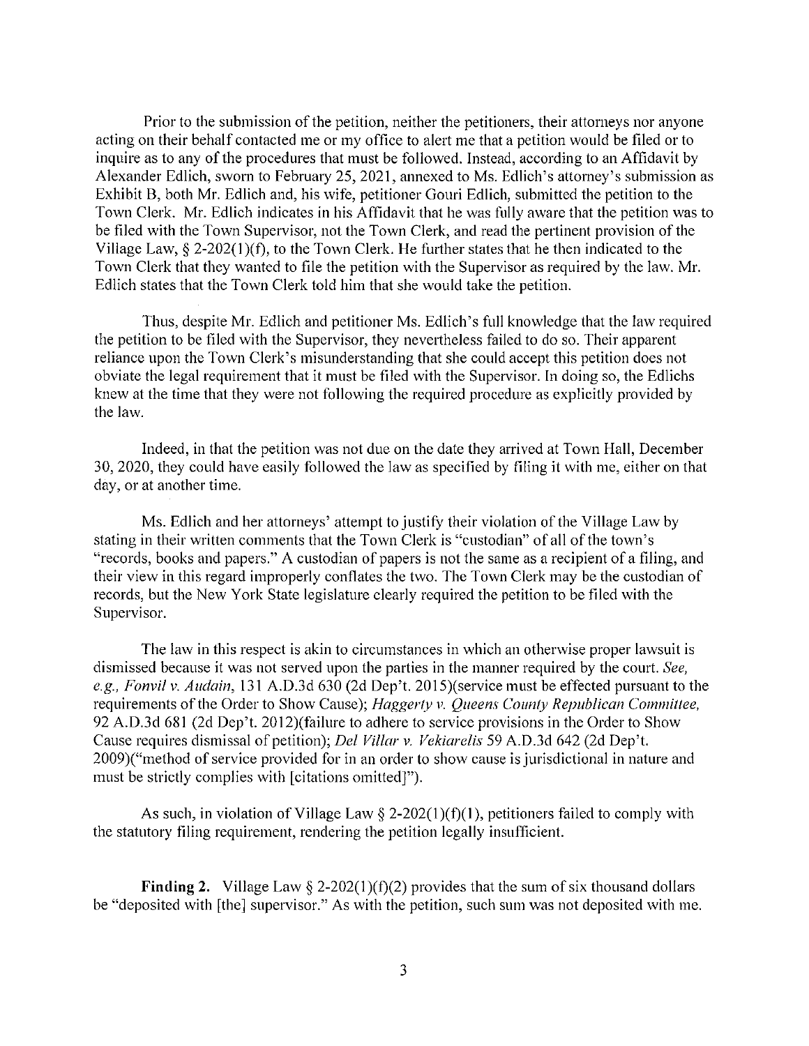Prior to the submission of the petition, neither the petitioners, their attorneys nor anyone acting on their behalf contacted me or my office to alert me that a petition would be filed or to inquire as to any of the procedures that must be followed. Instead, according to an Affidavit by Alexander Edlich, sworn to February 25, 2021, annexed to Ms. Edlich's attorney's submission as Exhibit B, both Mr. Edlich and, his wife, petitioner Gouri Edlich, submitted the petition to the Town Clerk. Mr. Edlich indicates in his Affidavit that he was fully aware that the petition was to be filed with the Town Supervisor, not the Town Clerk, and read the pertinent provision of the Village Law, § 2-202(1)(f), to the Town Clerk. He further states that he then indicated to the Town Clerk that they wanted to file the petition with the Supervisor as required by the law. Mr. Edlich states that the Town Clerk told him that she would take the petition.

Thus, despite Mr. Edlich and petitioner Ms. Edlich's full knowledge that the law required the petition to be filed with the Supervisor, they nevertheless failed to do so. Their apparent reliance upon the Town Clerk's misunderstanding that she could accept this petition does not obviate the legal requirement that it must be filed with the Supervisor. In doing so, the Edlichs knew at the time that they were not following the required procedure as explicitly provided by the law.

Indeed, in that the petition was not due on the date they arrived at Town Hall, December 30, 2020, they could have easily followed the law as specified by filing it with me, either on that day, or at another time.

Ms. Edlich and her attorneys' attempt to justify their violation of the Village Law by stating in their written comments that the Town Clerk is "custodian" of all of the town's "records, books and papers." A custodian of papers is not the same as a recipient of a filing, and their view in this regard improperly conflates the two. The Town Clerk may be the custodian of records, but the New York State legislature clearly required the petition to be filed with the Supervisor.

The law in this respect is akin to circumstances in which an otherwise proper lawsuit is dismissed because it was not served upon the parties in the manner required by the court. *See, e.g., Fonvil v. Audain*, 131 A.D.3d 630 (2d Dep't. 2015)(service must be effected pursuant to the requirements of the Order to Show Cause); *Haggerty v. Queens County Republican Committee*, 92 A.D.3d 681 (2d Dep't. 2012)(failure to adhere to service provisions in the Order to Show Cause requires dismissal of petition); *Del Villar v. Vekiarelis* 59 A.D.3d 642 (2d Dep't. 2009)("method of service provided for in an order to show cause is jurisdictional in nature and must be strictly complies with [citations omitted]").

As such, in violation of Village Law § 2-202(1)(f)(1), petitioners failed to comply with the statutory filing requirement, rendering the petition legally insufficient.

**Finding 2.** Village Law § 2-202(1)(f)(2) provides that the sum of six thousand dollars be "deposited with [the] supervisor." As with the petition, such sum was not deposited with me.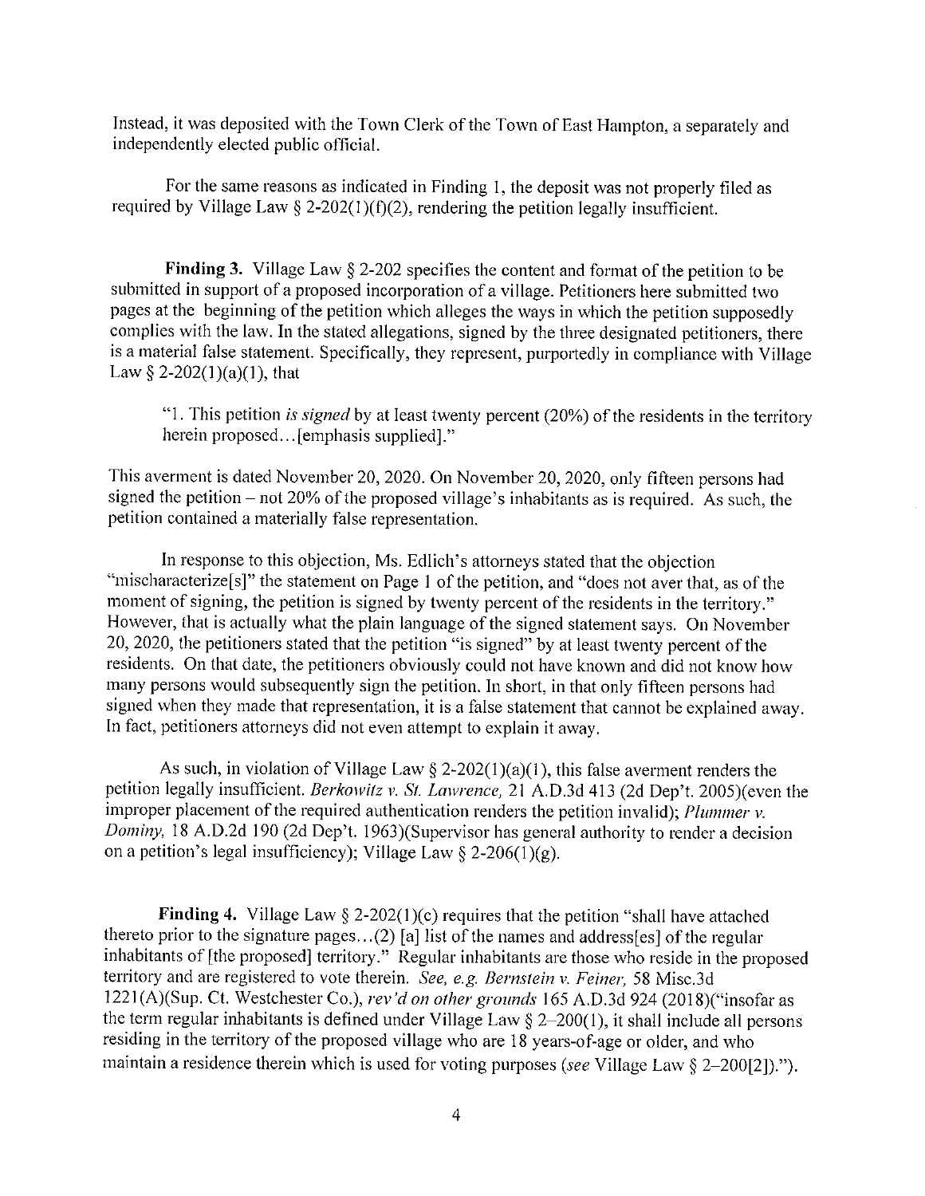Instead, it was deposited with the Town Clerk of the Town of East Hampton, a separately and independently elected public official.

For the same reasons as indicated in Finding 1, the deposit was not properly filed as required by Village Law § 2-202(1)(f)(2), rendering the petition legally insufficient.

**Finding 3.** Village Law § 2-202 specifies the content and format of the petition to be submitted in support of a proposed incorporation of a village. Petitioners here submitted two pages at the beginning of the petition which alleges the ways in which the petition supposedly complies with the law. In the stated allegations, signed by the three designated petitioners, there is a material false statement. Specifically, they represent, purportedly in compliance with Village Law § 2-202(1)(a)(1), that

> "1. This petition *is signed* by at least twenty percent (20%) of the residents in the territory herein proposed…[emphasis supplied]."

This averment is dated November 20, 2020. On November 20, 2020, only fifteen persons had signed the petition – not 20% of the proposed village's inhabitants as is required. As such, the petition contained a materially false representation.

In response to this objection, Ms. Edlich's attorneys stated that the objection "mischaracterize[s]" the statement on Page 1 of the petition, and "does not aver that, as of the moment of signing, the petition is signed by twenty percent of the residents in the territory." However, that is actually what the plain language of the signed statement says. On November 20, 2020, the petitioners stated that the petition "is signed" by at least twenty percent of the residents. On that date, the petitioners obviously could not have known and did not know how many persons would subsequently sign the petition. In short, in that only fifteen persons had signed when they made that representation, it is a false statement that cannot be explained away. In fact, petitioners attorneys did not even attempt to explain it away.

As such, in violation of Village Law § 2-202(1)(a)(1), this false averment renders the petition legally insufficient. *Berkowitz v. St. Lawrence*, 21 A.D.3d 413 (2d Dep't. 2005)(even the improper placement of the required authentication renders the petition invalid); *Plummer v. Dominy*, 18 A.D.2d 190 (2d Dep't. 1963)(Supervisor has general authority to render a decision on a petition's legal insufficiency); Village Law § 2-206(1)(g).

**Finding 4.** Village Law § 2-202(1)(c) requires that the petition "shall have attached thereto prior to the signature pages…(2) [a] list of the names and address[es] of the regular inhabitants of [the proposed] territory." Regular inhabitants are those who reside in the proposed territory and are registered to vote therein. *See, e.g. Bernstein v. Feiner*, 58 Misc.3d 1221(A)(Sup. Ct. Westchester Co.), *rev'd on other grounds* 165 A.D.3d 924 (2018)("insofar as the term regular inhabitants is defined under Village Law § 2–200(1), it shall include all persons residing in the territory of the proposed village who are 18 years-of-age or older, and who maintain a residence therein which is used for voting purposes (*see* Village Law § 2–200[2]).").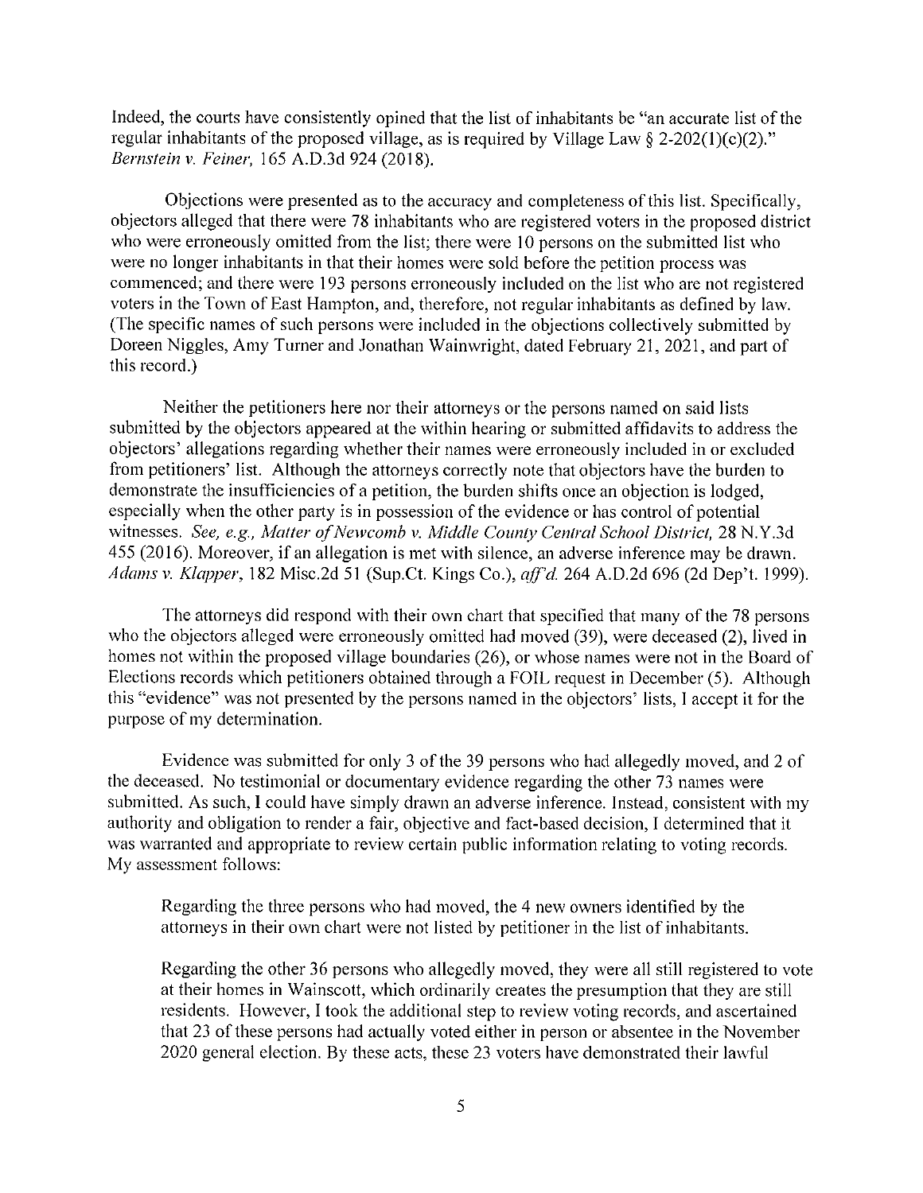Indeed, the courts have consistently opined that the list of inhabitants be "an accurate list of the regular inhabitants of the proposed village, as is required by Village Law § 2-202(1)(c)(2)." *Bernstein v. Feiner*, 165 A.D.3d 924 (2018).

Objections were presented as to the accuracy and completeness of this list. Specifically, objectors alleged that there were 78 inhabitants who are registered voters in the proposed district who were erroneously omitted from the list; there were 10 persons on the submitted list who were no longer inhabitants in that their homes were sold before the petition process was commenced; and there were 193 persons erroneously included on the list who are not registered voters in the Town of East Hampton, and, therefore, not regular inhabitants as defined by law. (The specific names of such persons were included in the objections collectively submitted by Doreen Niggles, Amy Turner and Jonathan Wainwright, dated February 21, 2021, and part of this record.)

Neither the petitioners here nor their attorneys or the persons named on said lists submitted by the objectors appeared at the within hearing or submitted affidavits to address the objectors' allegations regarding whether their names were erroneously included in or excluded from petitioners' list. Although the attorneys correctly note that objectors have the burden to demonstrate the insufficiencies of a petition, the burden shifts once an objection is lodged, especially when the other party is in possession of the evidence or has control of potential witnesses. *See, e.g., Matter of Newcomb v. Middle County Central School District*, 28 N.Y.3d 455 (2016). Moreover, if an allegation is met with silence, an adverse inference may be drawn. *Adams v. Klapper*, 182 Misc.2d 51 (Sup.Ct. Kings Co.), *aff'd.* 264 A.D.2d 696 (2d Dep't. 1999).

The attorneys did respond with their own chart that specified that many of the 78 persons who the objectors alleged were erroneously omitted had moved (39), were deceased (2), lived in homes not within the proposed village boundaries (26), or whose names were not in the Board of Elections records which petitioners obtained through a FOIL request in December (5). Although this "evidence" was not presented by the persons named in the objectors' lists, I accept it for the purpose of my determination.

Evidence was submitted for only 3 of the 39 persons who had allegedly moved, and 2 of the deceased. No testimonial or documentary evidence regarding the other 73 names were submitted. As such, I could have simply drawn an adverse inference. Instead, consistent with my authority and obligation to render a fair, objective and fact-based decision, I determined that it was warranted and appropriate to review certain public information relating to voting records. My assessment follows:

> Regarding the three persons who had moved, the 4 new owners identified by the attorneys in their own chart were not listed by petitioner in the list of inhabitants.
>
> Regarding the other 36 persons who allegedly moved, they were all still registered to vote at their homes in Wainscott, which ordinarily creates the presumption that they are still residents. However, I took the additional step to review voting records, and ascertained that 23 of these persons had actually voted either in person or absentee in the November 2020 general election. By these acts, these 23 voters have demonstrated their lawful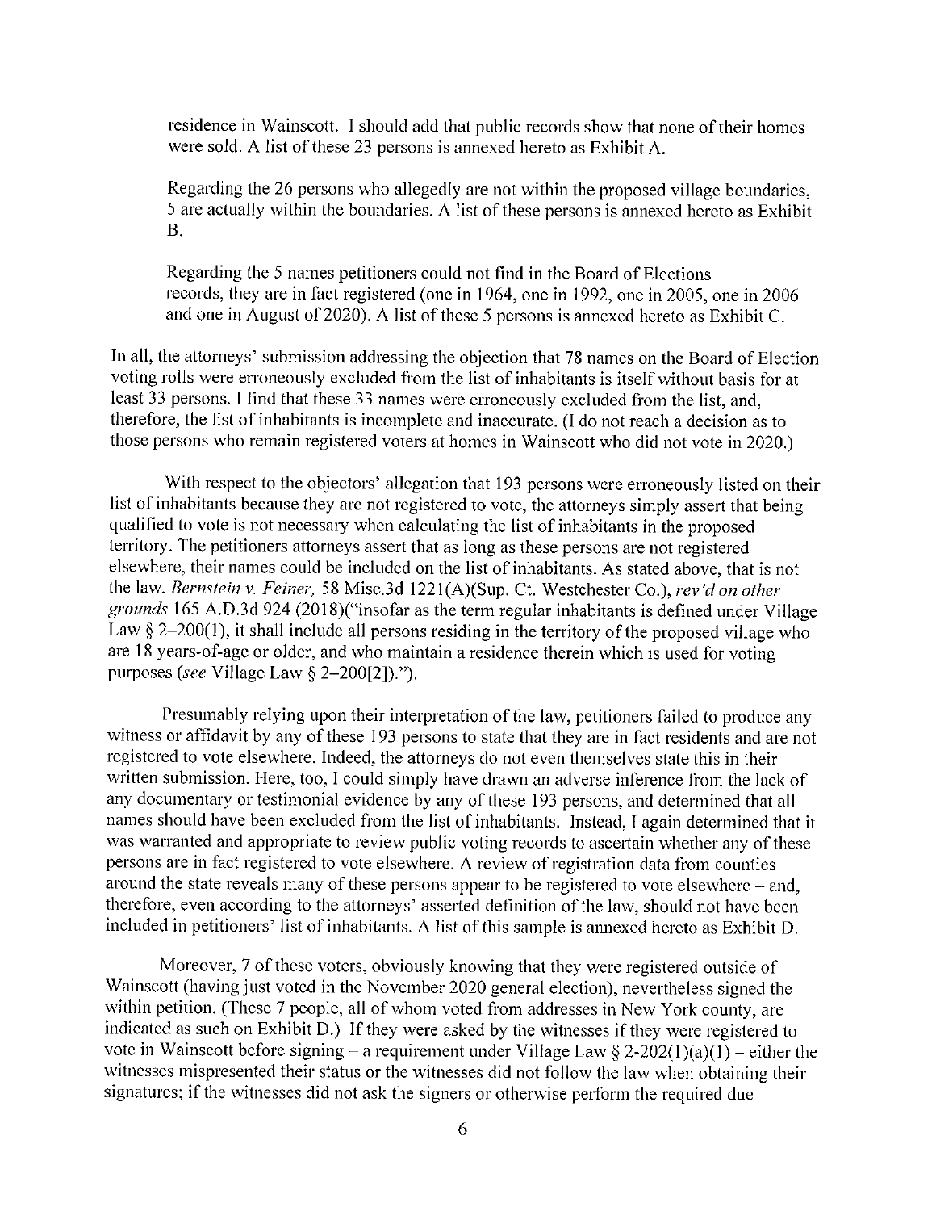residence in Wainscott. I should add that public records show that none of their homes were sold. A list of these 23 persons is annexed hereto as Exhibit A.

> Regarding the 26 persons who allegedly are not within the proposed village boundaries, 5 are actually within the boundaries. A list of these persons is annexed hereto as Exhibit B.
>
> Regarding the 5 names petitioners could not find in the Board of Elections records, they are in fact registered (one in 1964, one in 1992, one in 2005, one in 2006 and one in August of 2020). A list of these 5 persons is annexed hereto as Exhibit C.

In all, the attorneys' submission addressing the objection that 78 names on the Board of Election voting rolls were erroneously excluded from the list of inhabitants is itself without basis for at least 33 persons. I find that these 33 names were erroneously excluded from the list, and, therefore, the list of inhabitants is incomplete and inaccurate. (I do not reach a decision as to those persons who remain registered voters at homes in Wainscott who did not vote in 2020.)

With respect to the objectors' allegation that 193 persons were erroneously listed on their list of inhabitants because they are not registered to vote, the attorneys simply assert that being qualified to vote is not necessary when calculating the list of inhabitants in the proposed territory. The petitioners attorneys assert that as long as these persons are not registered elsewhere, their names could be included on the list of inhabitants. As stated above, that is not the law. *Bernstein v. Feiner,* 58 Misc.3d 1221(A)(Sup. Ct. Westchester Co.), *rev'd on other grounds* 165 A.D.3d 924 (2018)("insofar as the term regular inhabitants is defined under Village Law § 2–200(1), it shall include all persons residing in the territory of the proposed village who are 18 years-of-age or older, and who maintain a residence therein which is used for voting purposes (*see* Village Law § 2–200[2]).").

Presumably relying upon their interpretation of the law, petitioners failed to produce any witness or affidavit by any of these 193 persons to state that they are in fact residents and are not registered to vote elsewhere. Indeed, the attorneys do not even themselves state this in their written submission. Here, too, I could simply have drawn an adverse inference from the lack of any documentary or testimonial evidence by any of these 193 persons, and determined that all names should have been excluded from the list of inhabitants. Instead, I again determined that it was warranted and appropriate to review public voting records to ascertain whether any of these persons are in fact registered to vote elsewhere. A review of registration data from counties around the state reveals many of these persons appear to be registered to vote elsewhere – and, therefore, even according to the attorneys' asserted definition of the law, should not have been included in petitioners' list of inhabitants. A list of this sample is annexed hereto as Exhibit D.

Moreover, 7 of these voters, obviously knowing that they were registered outside of Wainscott (having just voted in the November 2020 general election), nevertheless signed the within petition. (These 7 people, all of whom voted from addresses in New York county, are indicated as such on Exhibit D.) If they were asked by the witnesses if they were registered to vote in Wainscott before signing – a requirement under Village Law § 2-202(1)(a)(1) – either the witnesses mispresented their status or the witnesses did not follow the law when obtaining their signatures; if the witnesses did not ask the signers or otherwise perform the required due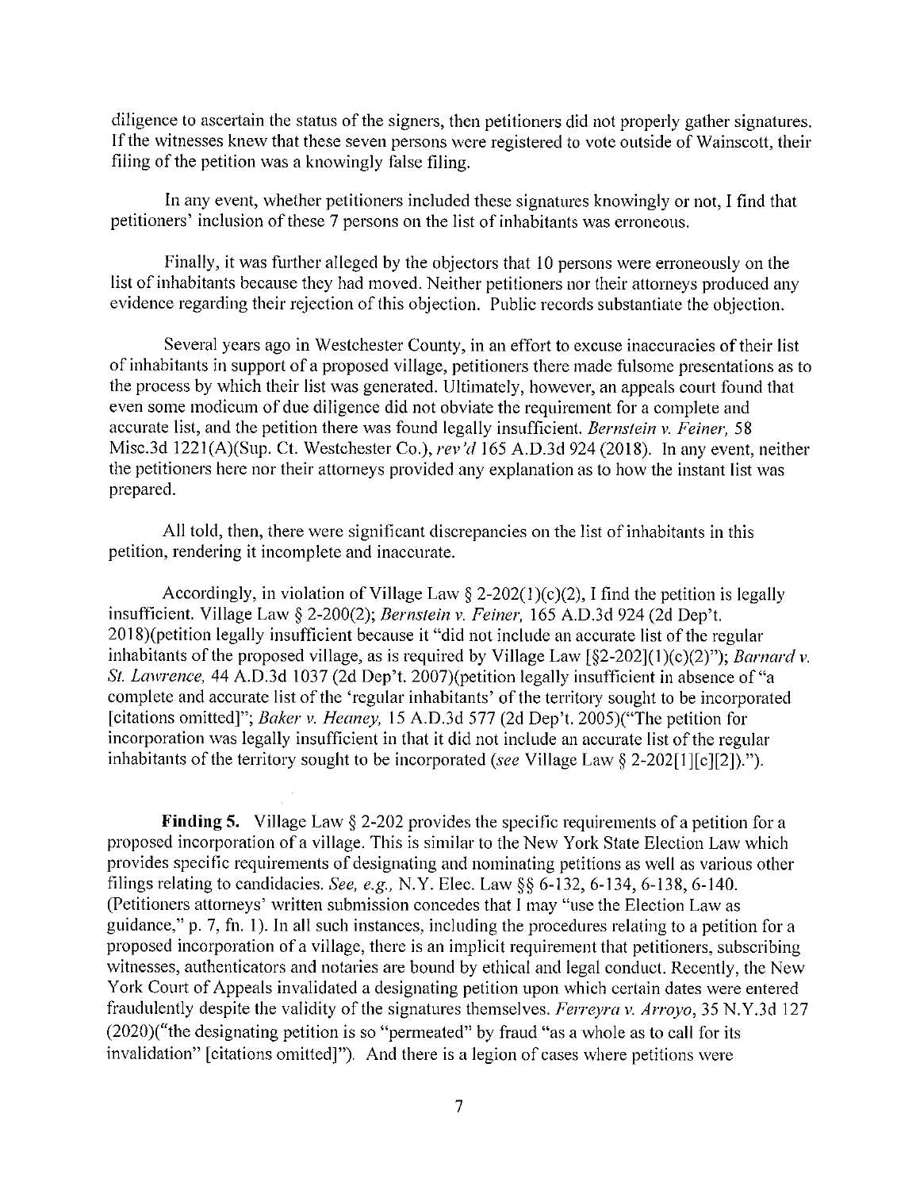diligence to ascertain the status of the signers, then petitioners did not properly gather signatures. If the witnesses knew that these seven persons were registered to vote outside of Wainscott, their filing of the petition was a knowingly false filing.

In any event, whether petitioners included these signatures knowingly or not, I find that petitioners' inclusion of these 7 persons on the list of inhabitants was erroneous.

Finally, it was further alleged by the objectors that 10 persons were erroneously on the list of inhabitants because they had moved. Neither petitioners nor their attorneys produced any evidence regarding their rejection of this objection. Public records substantiate the objection.

Several years ago in Westchester County, in an effort to excuse inaccuracies of their list of inhabitants in support of a proposed village, petitioners there made fulsome presentations as to the process by which their list was generated. Ultimately, however, an appeals court found that even some modicum of due diligence did not obviate the requirement for a complete and accurate list, and the petition there was found legally insufficient. *Bernstein v. Feiner,* 58 Misc.3d 1221(A)(Sup. Ct. Westchester Co.), *rev'd* 165 A.D.3d 924 (2018). In any event, neither the petitioners here nor their attorneys provided any explanation as to how the instant list was prepared.

All told, then, there were significant discrepancies on the list of inhabitants in this petition, rendering it incomplete and inaccurate.

Accordingly, in violation of Village Law § 2-202(1)(c)(2), I find the petition is legally insufficient. Village Law § 2-200(2); *Bernstein v. Feiner,* 165 A.D.3d 924 (2d Dep't. 2018)(petition legally insufficient because it "did not include an accurate list of the regular inhabitants of the proposed village, as is required by Village Law [§2-202](1)(c)(2)"); *Barnard v. St. Lawrence,* 44 A.D.3d 1037 (2d Dep't. 2007)(petition legally insufficient in absence of "a complete and accurate list of the 'regular inhabitants' of the territory sought to be incorporated [citations omitted]"; *Baker v. Heaney,* 15 A.D.3d 577 (2d Dep't. 2005)("The petition for incorporation was legally insufficient in that it did not include an accurate list of the regular inhabitants of the territory sought to be incorporated (*see* Village Law § 2-202[1][c][2]).").

**Finding 5.** Village Law § 2-202 provides the specific requirements of a petition for a proposed incorporation of a village. This is similar to the New York State Election Law which provides specific requirements of designating and nominating petitions as well as various other filings relating to candidacies. *See, e.g.,* N.Y. Elec. Law §§ 6-132, 6-134, 6-138, 6-140. (Petitioners attorneys' written submission concedes that I may "use the Election Law as guidance," p. 7, fn. 1). In all such instances, including the procedures relating to a petition for a proposed incorporation of a village, there is an implicit requirement that petitioners, subscribing witnesses, authenticators and notaries are bound by ethical and legal conduct. Recently, the New York Court of Appeals invalidated a designating petition upon which certain dates were entered fraudulently despite the validity of the signatures themselves. *Ferreyra v. Arroyo,* 35 N.Y.3d 127 (2020)("the designating petition is so "permeated" by fraud "as a whole as to call for its invalidation" [citations omitted]"). And there is a legion of cases where petitions were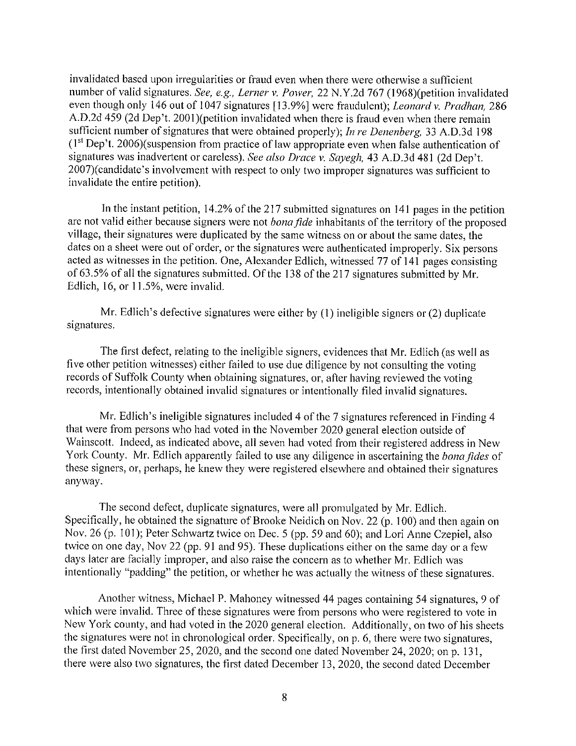invalidated based upon irregularities or fraud even when there were otherwise a sufficient number of valid signatures. *See, e.g., Lerner v. Power,* 22 N.Y.2d 767 (1968)(petition invalidated even though only 146 out of 1047 signatures [13.9%] were fraudulent); *Leonard v. Pradhan,* 286 A.D.2d 459 (2d Dep't. 2001)(petition invalidated when there is fraud even when there remain sufficient number of signatures that were obtained properly); *In re Denenberg,* 33 A.D.3d 198 (1st Dep't. 2006)(suspension from practice of law appropriate even when false authentication of signatures was inadvertent or careless). *See also Drace v. Sayegh,* 43 A.D.3d 481 (2d Dep't. 2007)(candidate's involvement with respect to only two improper signatures was sufficient to invalidate the entire petition).

In the instant petition, 14.2% of the 217 submitted signatures on 141 pages in the petition are not valid either because signers were not *bona fide* inhabitants of the territory of the proposed village, their signatures were duplicated by the same witness on or about the same dates, the dates on a sheet were out of order, or the signatures were authenticated improperly. Six persons acted as witnesses in the petition. One, Alexander Edlich, witnessed 77 of 141 pages consisting of 63.5% of all the signatures submitted. Of the 138 of the 217 signatures submitted by Mr. Edlich, 16, or 11.5%, were invalid.

Mr. Edlich's defective signatures were either by (1) ineligible signers or (2) duplicate signatures.

The first defect, relating to the ineligible signers, evidences that Mr. Edlich (as well as five other petition witnesses) either failed to use due diligence by not consulting the voting records of Suffolk County when obtaining signatures, or, after having reviewed the voting records, intentionally obtained invalid signatures or intentionally filed invalid signatures.

Mr. Edlich's ineligible signatures included 4 of the 7 signatures referenced in Finding 4 that were from persons who had voted in the November 2020 general election outside of Wainscott. Indeed, as indicated above, all seven had voted from their registered address in New York County. Mr. Edlich apparently failed to use any diligence in ascertaining the *bona fides* of these signers, or, perhaps, he knew they were registered elsewhere and obtained their signatures anyway.

The second defect, duplicate signatures, were all promulgated by Mr. Edlich. Specifically, he obtained the signature of Brooke Neidich on Nov. 22 (p. 100) and then again on Nov. 26 (p. 101); Peter Schwartz twice on Dec. 5 (pp. 59 and 60); and Lori Anne Czepiel, also twice on one day, Nov 22 (pp. 91 and 95). These duplications either on the same day or a few days later are facially improper, and also raise the concern as to whether Mr. Edlich was intentionally "padding" the petition, or whether he was actually the witness of these signatures.

Another witness, Michael P. Mahoney witnessed 44 pages containing 54 signatures, 9 of which were invalid. Three of these signatures were from persons who were registered to vote in New York county, and had voted in the 2020 general election. Additionally, on two of his sheets the signatures were not in chronological order. Specifically, on p. 6, there were two signatures, the first dated November 25, 2020, and the second one dated November 24, 2020; on p. 131, there were also two signatures, the first dated December 13, 2020, the second dated December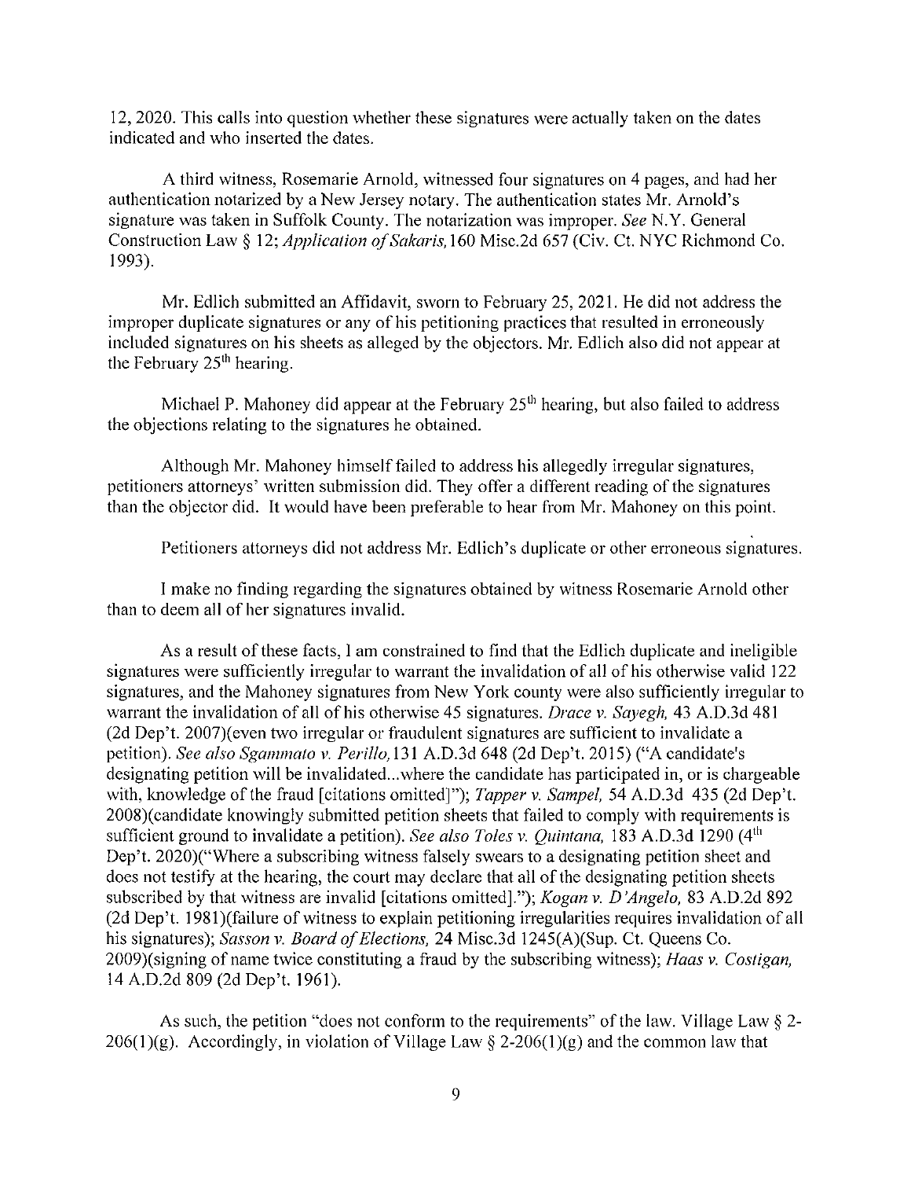12, 2020. This calls into question whether these signatures were actually taken on the dates indicated and who inserted the dates.

A third witness, Rosemarie Arnold, witnessed four signatures on 4 pages, and had her authentication notarized by a New Jersey notary. The authentication states Mr. Arnold's signature was taken in Suffolk County. The notarization was improper. *See* N.Y. General Construction Law § 12; *Application of Sakaris,* 160 Misc.2d 657 (Civ. Ct. NYC Richmond Co. 1993).

Mr. Edlich submitted an Affidavit, sworn to February 25, 2021. He did not address the improper duplicate signatures or any of his petitioning practices that resulted in erroneously included signatures on his sheets as alleged by the objectors. Mr. Edlich also did not appear at the February 25th hearing.

Michael P. Mahoney did appear at the February 25th hearing, but also failed to address the objections relating to the signatures he obtained.

Although Mr. Mahoney himself failed to address his allegedly irregular signatures, petitioners attorneys' written submission did. They offer a different reading of the signatures than the objector did. It would have been preferable to hear from Mr. Mahoney on this point.

Petitioners attorneys did not address Mr. Edlich's duplicate or other erroneous signatures.

I make no finding regarding the signatures obtained by witness Rosemarie Arnold other than to deem all of her signatures invalid.

As a result of these facts, I am constrained to find that the Edlich duplicate and ineligible signatures were sufficiently irregular to warrant the invalidation of all of his otherwise valid 122 signatures, and the Mahoney signatures from New York county were also sufficiently irregular to warrant the invalidation of all of his otherwise 45 signatures. *Drace v. Sayegh,* 43 A.D.3d 481 (2d Dep't. 2007)(even two irregular or fraudulent signatures are sufficient to invalidate a petition). *See also Sgammato v. Perillo,* 131 A.D.3d 648 (2d Dep't. 2015) ("A candidate's designating petition will be invalidated...where the candidate has participated in, or is chargeable with, knowledge of the fraud [citations omitted]"); *Tapper v. Sampel,* 54 A.D.3d 435 (2d Dep't. 2008)(candidate knowingly submitted petition sheets that failed to comply with requirements is sufficient ground to invalidate a petition). *See also Toles v. Quintana,* 183 A.D.3d 1290 (4th Dep't. 2020)("Where a subscribing witness falsely swears to a designating petition sheet and does not testify at the hearing, the court may declare that all of the designating petition sheets subscribed by that witness are invalid [citations omitted]."); *Kogan v. D'Angelo,* 83 A.D.2d 892 (2d Dep't. 1981)(failure of witness to explain petitioning irregularities requires invalidation of all his signatures); *Sasson v. Board of Elections,* 24 Misc.3d 1245(A)(Sup. Ct. Queens Co. 2009)(signing of name twice constituting a fraud by the subscribing witness); *Haas v. Costigan,* 14 A.D.2d 809 (2d Dep't. 1961).

As such, the petition "does not conform to the requirements" of the law. Village Law § 2-206(1)(g). Accordingly, in violation of Village Law § 2-206(1)(g) and the common law that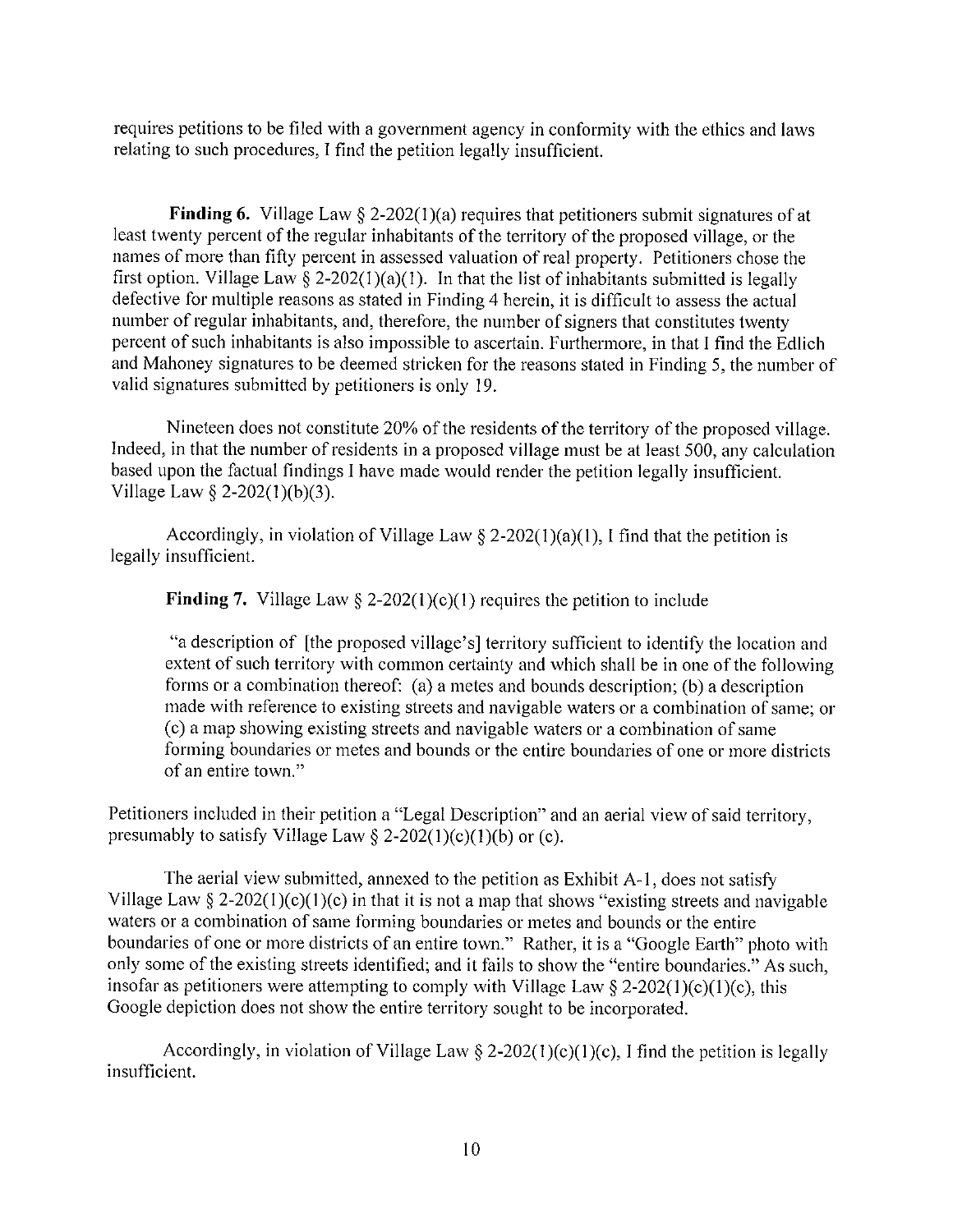requires petitions to be filed with a government agency in conformity with the ethics and laws relating to such procedures, I find the petition legally insufficient.

**Finding 6.** Village Law § 2-202(1)(a) requires that petitioners submit signatures of at least twenty percent of the regular inhabitants of the territory of the proposed village, or the names of more than fifty percent in assessed valuation of real property. Petitioners chose the first option. Village Law § 2-202(1)(a)(1). In that the list of inhabitants submitted is legally defective for multiple reasons as stated in Finding 4 herein, it is difficult to assess the actual number of regular inhabitants, and, therefore, the number of signers that constitutes twenty percent of such inhabitants is also impossible to ascertain. Furthermore, in that I find the Edlich and Mahoney signatures to be deemed stricken for the reasons stated in Finding 5, the number of valid signatures submitted by petitioners is only 19.

Nineteen does not constitute 20% of the residents of the territory of the proposed village. Indeed, in that the number of residents in a proposed village must be at least 500, any calculation based upon the factual findings I have made would render the petition legally insufficient. Village Law § 2-202(1)(b)(3).

Accordingly, in violation of Village Law § 2-202(1)(a)(1), I find that the petition is legally insufficient.

**Finding 7.** Village Law § 2-202(1)(c)(1) requires the petition to include

> "a description of [the proposed village's] territory sufficient to identify the location and extent of such territory with common certainty and which shall be in one of the following forms or a combination thereof: (a) a metes and bounds description; (b) a description made with reference to existing streets and navigable waters or a combination of same; or (c) a map showing existing streets and navigable waters or a combination of same forming boundaries or metes and bounds or the entire boundaries of one or more districts of an entire town."

Petitioners included in their petition a "Legal Description" and an aerial view of said territory, presumably to satisfy Village Law § 2-202(1)(c)(1)(b) or (c).

The aerial view submitted, annexed to the petition as Exhibit A-1, does not satisfy Village Law § 2-202(1)(c)(1)(c) in that it is not a map that shows "existing streets and navigable waters or a combination of same forming boundaries or metes and bounds or the entire boundaries of one or more districts of an entire town." Rather, it is a "Google Earth" photo with only some of the existing streets identified; and it fails to show the "entire boundaries." As such, insofar as petitioners were attempting to comply with Village Law § 2-202(1)(c)(1)(c), this Google depiction does not show the entire territory sought to be incorporated.

Accordingly, in violation of Village Law § 2-202(1)(c)(1)(c), I find the petition is legally insufficient.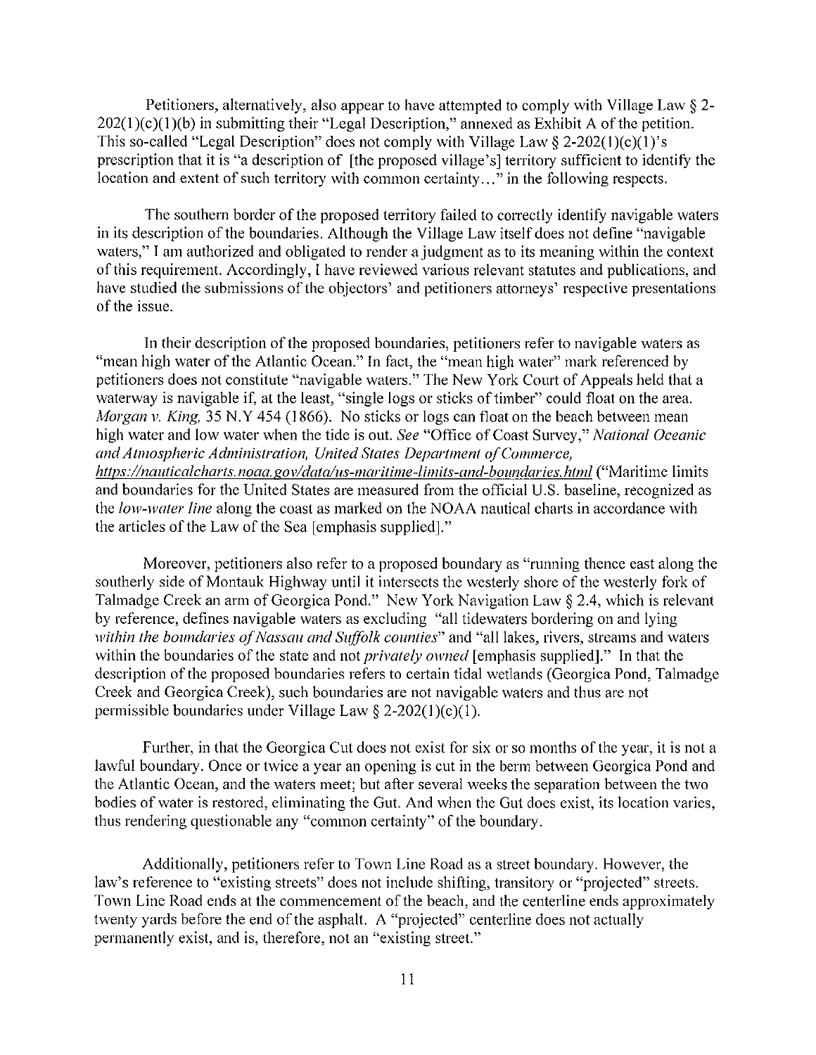Petitioners, alternatively, also appear to have attempted to comply with Village Law § 2-202(1)(c)(1)(b) in submitting their "Legal Description," annexed as Exhibit A of the petition. This so-called "Legal Description" does not comply with Village Law § 2-202(1)(c)(1)'s prescription that it is "a description of [the proposed village's] territory sufficient to identify the location and extent of such territory with common certainty…" in the following respects.

The southern border of the proposed territory failed to correctly identify navigable waters in its description of the boundaries. Although the Village Law itself does not define "navigable waters," I am authorized and obligated to render a judgment as to its meaning within the context of this requirement. Accordingly, I have reviewed various relevant statutes and publications, and have studied the submissions of the objectors' and petitioners attorneys' respective presentations of the issue.

In their description of the proposed boundaries, petitioners refer to navigable waters as "mean high water of the Atlantic Ocean." In fact, the "mean high water" mark referenced by petitioners does not constitute "navigable waters." The New York Court of Appeals held that a waterway is navigable if, at the least, "single logs or sticks of timber" could float on the area. *Morgan v. King,* 35 N.Y 454 (1866). No sticks or logs can float on the beach between mean high water and low water when the tide is out. *See* "Office of Coast Survey," *National Oceanic and Atmospheric Administration, United States Department of Commerce, https://nauticalcharts.noaa.gov/data/us-maritime-limits-and-boundaries.html* ("Maritime limits and boundaries for the United States are measured from the official U.S. baseline, recognized as the *low-water line* along the coast as marked on the NOAA nautical charts in accordance with the articles of the Law of the Sea [emphasis supplied]."

Moreover, petitioners also refer to a proposed boundary as "running thence east along the southerly side of Montauk Highway until it intersects the westerly shore of the westerly fork of Talmadge Creek an arm of Georgica Pond." New York Navigation Law § 2.4, which is relevant by reference, defines navigable waters as excluding "all tidewaters bordering on and lying *within the boundaries of Nassau and Suffolk counties*" and "all lakes, rivers, streams and waters within the boundaries of the state and not *privately owned* [emphasis supplied]." In that the description of the proposed boundaries refers to certain tidal wetlands (Georgica Pond, Talmadge Creek and Georgica Creek), such boundaries are not navigable waters and thus are not permissible boundaries under Village Law § 2-202(1)(c)(1).

Further, in that the Georgica Cut does not exist for six or so months of the year, it is not a lawful boundary. Once or twice a year an opening is cut in the berm between Georgica Pond and the Atlantic Ocean, and the waters meet; but after several weeks the separation between the two bodies of water is restored, eliminating the Gut. And when the Gut does exist, its location varies, thus rendering questionable any "common certainty" of the boundary.

Additionally, petitioners refer to Town Line Road as a street boundary. However, the law's reference to "existing streets" does not include shifting, transitory or "projected" streets. Town Line Road ends at the commencement of the beach, and the centerline ends approximately twenty yards before the end of the asphalt. A "projected" centerline does not actually permanently exist, and is, therefore, not an "existing street."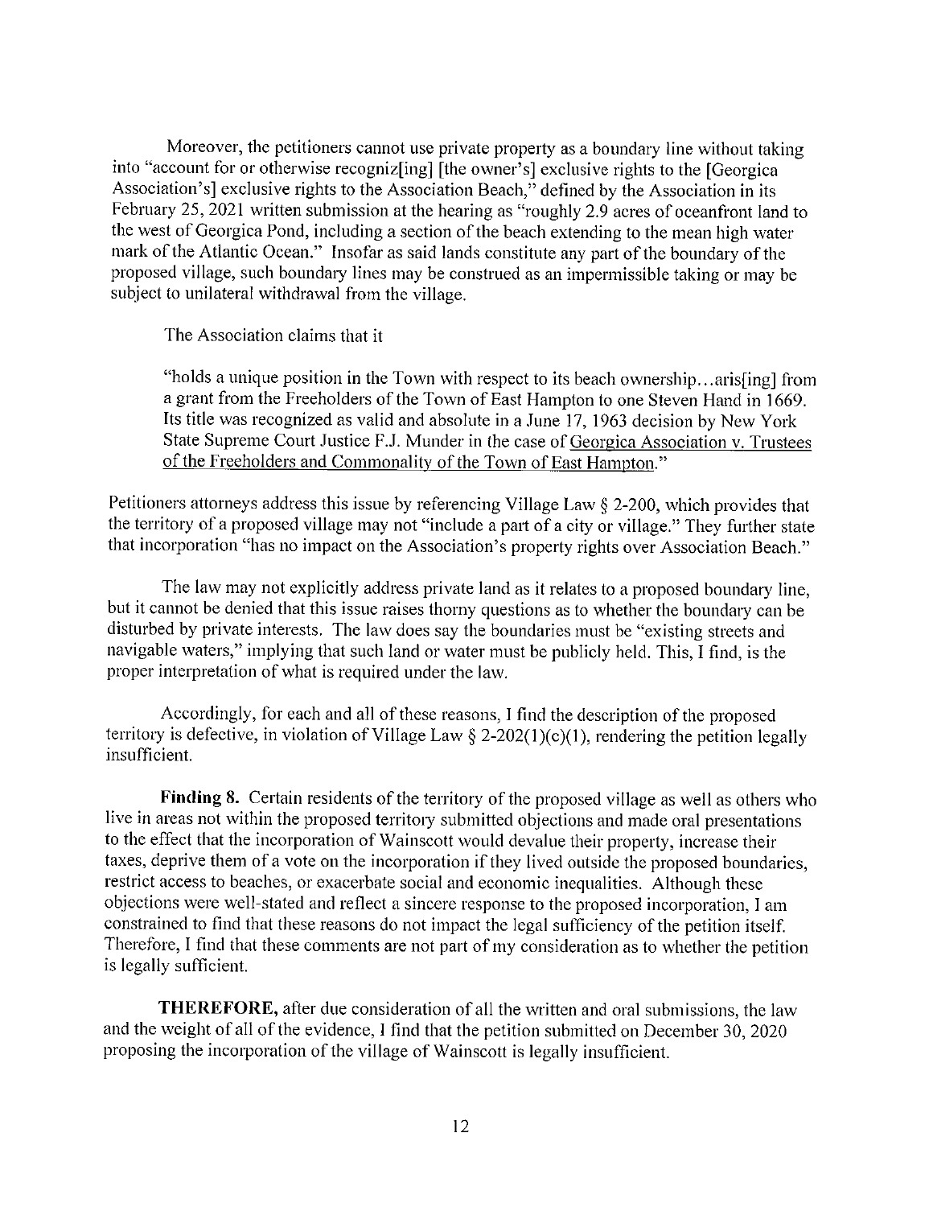Moreover, the petitioners cannot use private property as a boundary line without taking into "account for or otherwise recogniz[ing] [the owner's] exclusive rights to the [Georgica Association's] exclusive rights to the Association Beach," defined by the Association in its February 25, 2021 written submission at the hearing as "roughly 2.9 acres of oceanfront land to the west of Georgica Pond, including a section of the beach extending to the mean high water mark of the Atlantic Ocean." Insofar as said lands constitute any part of the boundary of the proposed village, such boundary lines may be construed as an impermissible taking or may be subject to unilateral withdrawal from the village.

The Association claims that it

> "holds a unique position in the Town with respect to its beach ownership...aris[ing] from a grant from the Freeholders of the Town of East Hampton to one Steven Hand in 1669. Its title was recognized as valid and absolute in a June 17, 1963 decision by New York State Supreme Court Justice F.J. Munder in the case of Georgica Association v. Trustees of the Freeholders and Commonality of the Town of East Hampton."

Petitioners attorneys address this issue by referencing Village Law § 2-200, which provides that the territory of a proposed village may not "include a part of a city or village." They further state that incorporation "has no impact on the Association's property rights over Association Beach."

The law may not explicitly address private land as it relates to a proposed boundary line, but it cannot be denied that this issue raises thorny questions as to whether the boundary can be disturbed by private interests. The law does say the boundaries must be "existing streets and navigable waters," implying that such land or water must be publicly held. This, I find, is the proper interpretation of what is required under the law.

Accordingly, for each and all of these reasons, I find the description of the proposed territory is defective, in violation of Village Law § 2-202(1)(c)(1), rendering the petition legally insufficient.

**Finding 8.** Certain residents of the territory of the proposed village as well as others who live in areas not within the proposed territory submitted objections and made oral presentations to the effect that the incorporation of Wainscott would devalue their property, increase their taxes, deprive them of a vote on the incorporation if they lived outside the proposed boundaries, restrict access to beaches, or exacerbate social and economic inequalities. Although these objections were well-stated and reflect a sincere response to the proposed incorporation, I am constrained to find that these reasons do not impact the legal sufficiency of the petition itself. Therefore, I find that these comments are not part of my consideration as to whether the petition is legally sufficient.

**THEREFORE,** after due consideration of all the written and oral submissions, the law and the weight of all of the evidence, I find that the petition submitted on December 30, 2020 proposing the incorporation of the village of Wainscott is legally insufficient.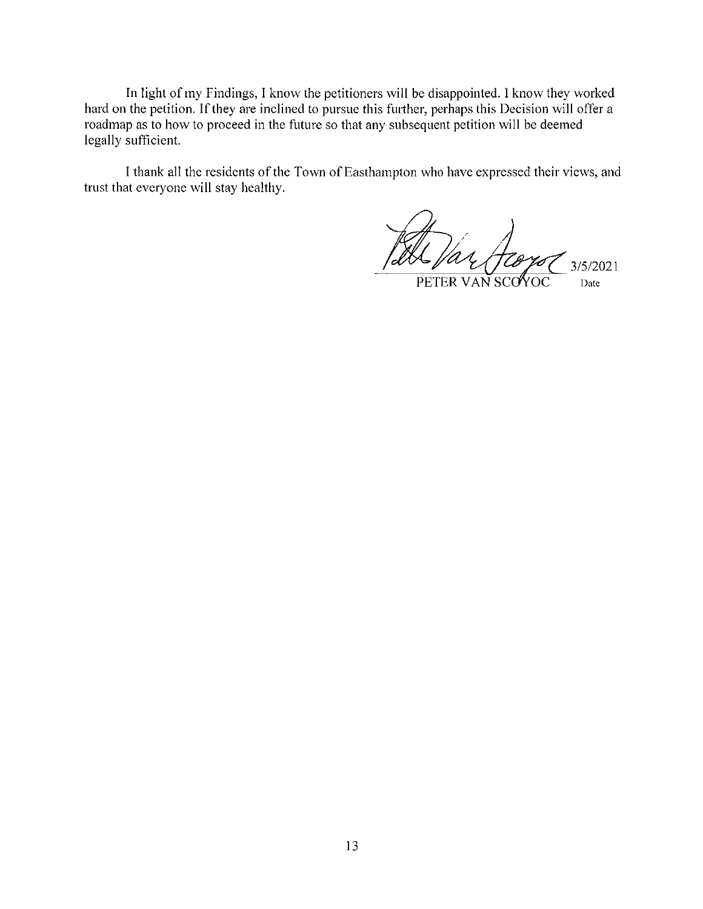In light of my Findings, I know the petitioners will be disappointed. I know they worked hard on the petition. If they are inclined to pursue this further, perhaps this Decision will offer a roadmap as to how to proceed in the future so that any subsequent petition will be deemed legally sufficient.

I thank all the residents of the Town of Easthampton who have expressed their views, and trust that everyone will stay healthy.

PETER VAN SCOYOC 3/5/2021

Date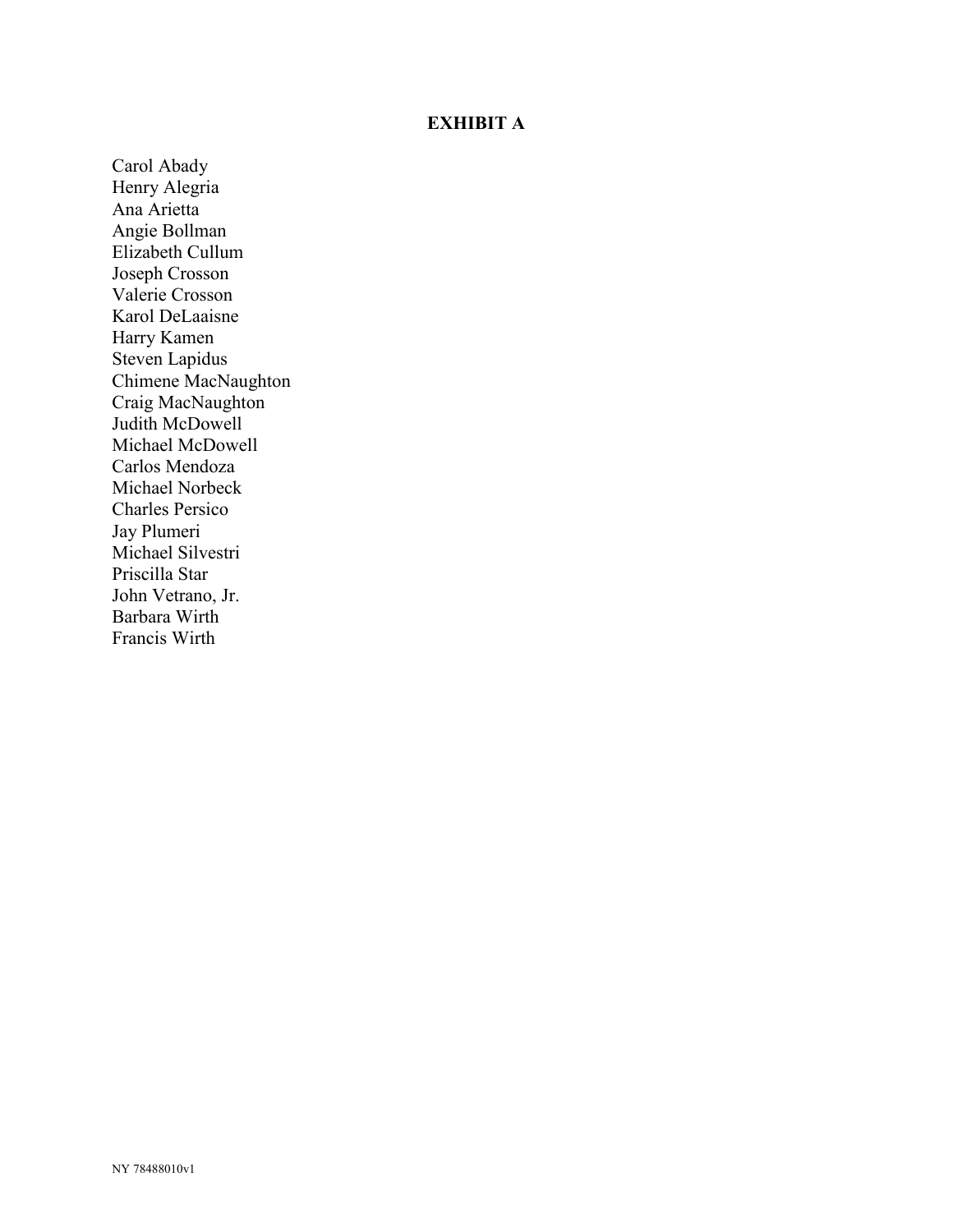# EXHIBIT A

Carol Abady
Henry Alegria
Ana Arietta
Angie Bollman
Elizabeth Cullum
Joseph Crosson
Valerie Crosson
Karol DeLaaisne
Harry Kamen
Steven Lapidus
Chimene MacNaughton
Craig MacNaughton
Judith McDowell
Michael McDowell
Carlos Mendoza
Michael Norbeck
Charles Persico
Jay Plumeri
Michael Silvestri
Priscilla Star
John Vetrano, Jr.
Barbara Wirth
Francis Wirth

NY 78488010v1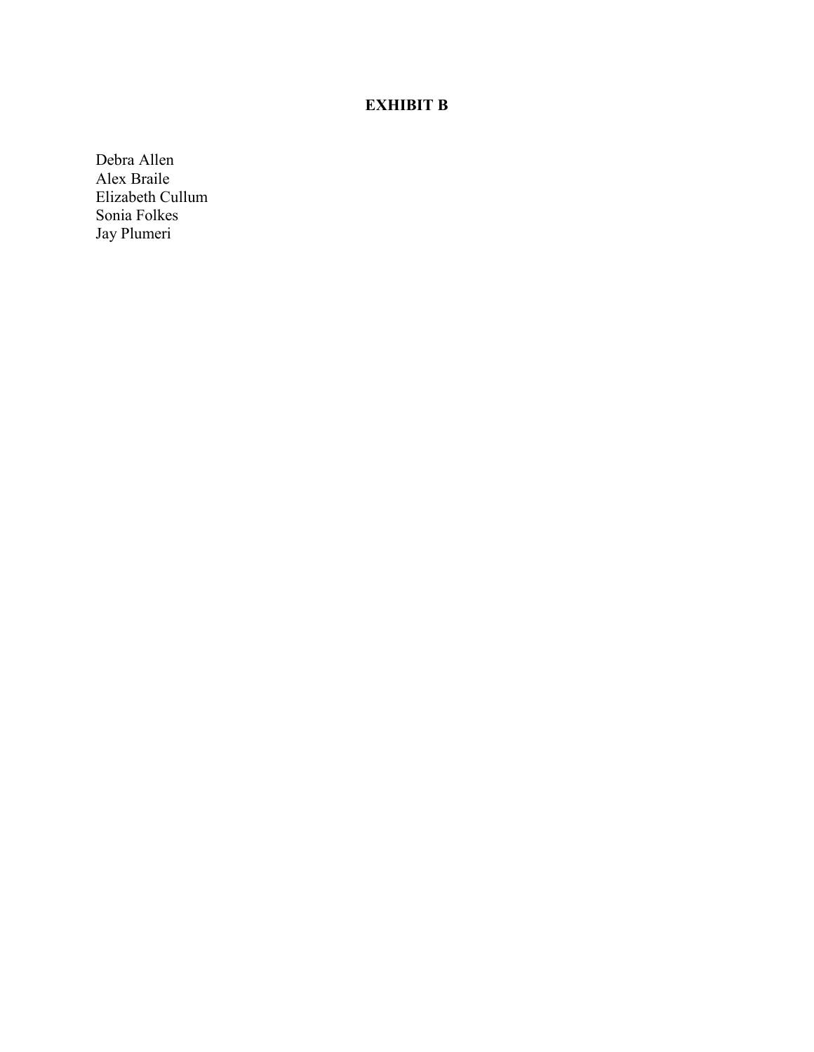# EXHIBIT B

Debra Allen
Alex Braile
Elizabeth Cullum
Sonia Folkes
Jay Plumeri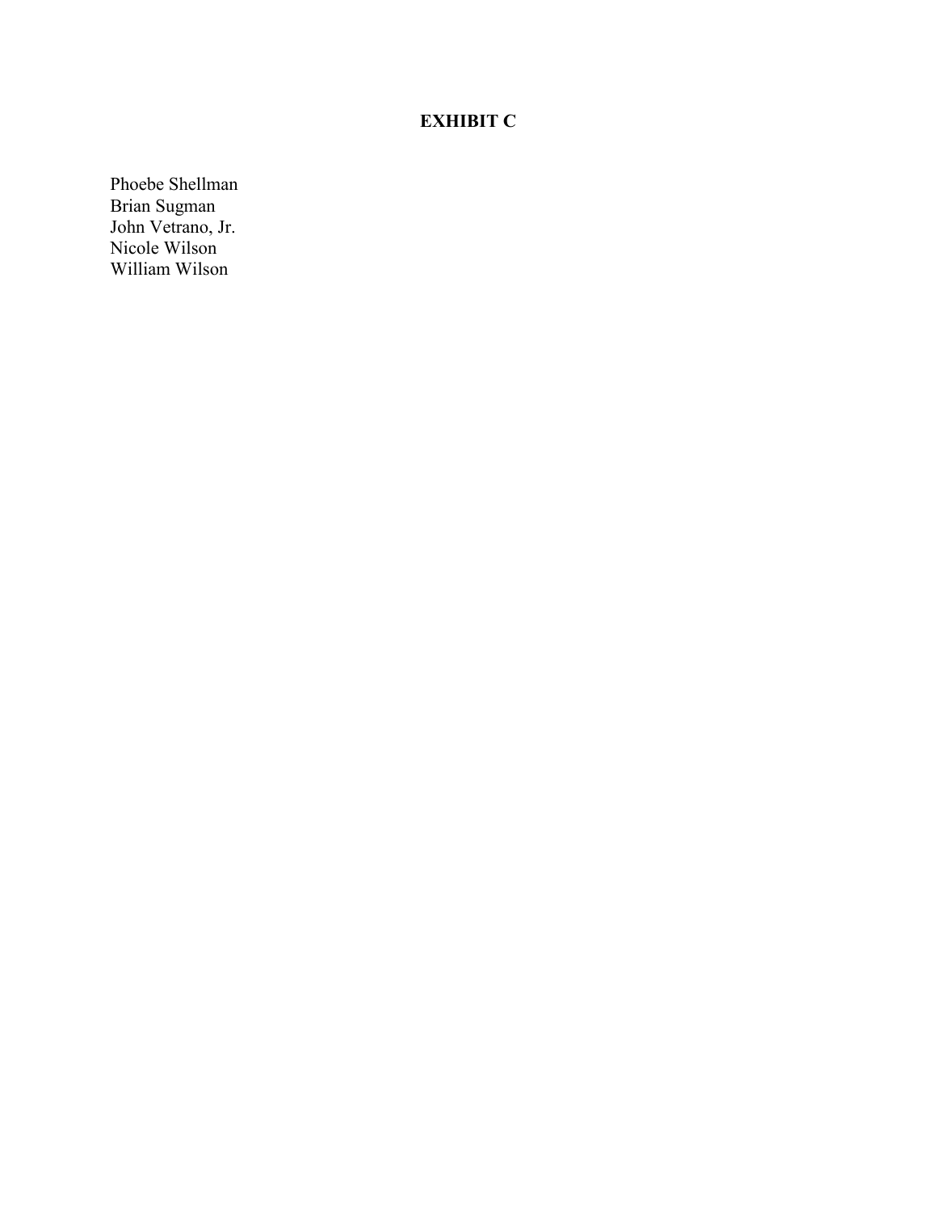**EXHIBIT C**

Phoebe Shellman
Brian Sugman
John Vetrano, Jr.
Nicole Wilson
William Wilson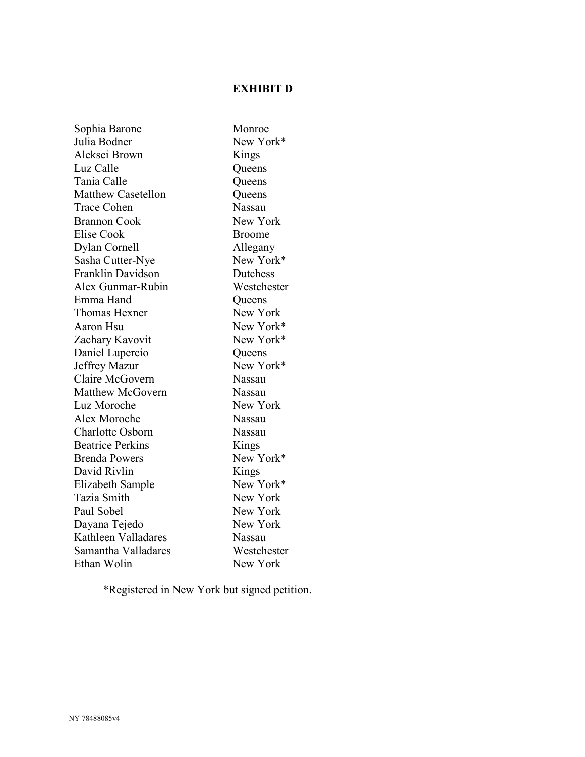# EXHIBIT D

| | |
|---|---|
| Sophia Barone | Monroe |
| Julia Bodner | New York* |
| Aleksei Brown | Kings |
| Luz Calle | Queens |
| Tania Calle | Queens |
| Matthew Casetellon | Queens |
| Trace Cohen | Nassau |
| Brannon Cook | New York |
| Elise Cook | Broome |
| Dylan Cornell | Allegany |
| Sasha Cutter-Nye | New York* |
| Franklin Davidson | Dutchess |
| Alex Gunmar-Rubin | Westchester |
| Emma Hand | Queens |
| Thomas Hexner | New York |
| Aaron Hsu | New York* |
| Zachary Kavovit | New York* |
| Daniel Lupercio | Queens |
| Jeffrey Mazur | New York* |
| Claire McGovern | Nassau |
| Matthew McGovern | Nassau |
| Luz Moroche | New York |
| Alex Moroche | Nassau |
| Charlotte Osborn | Nassau |
| Beatrice Perkins | Kings |
| Brenda Powers | New York* |
| David Rivlin | Kings |
| Elizabeth Sample | New York* |
| Tazia Smith | New York |
| Paul Sobel | New York |
| Dayana Tejedo | New York |
| Kathleen Valladares | Nassau |
| Samantha Valladares | Westchester |
| Ethan Wolin | New York |

*Registered in New York but signed petition.